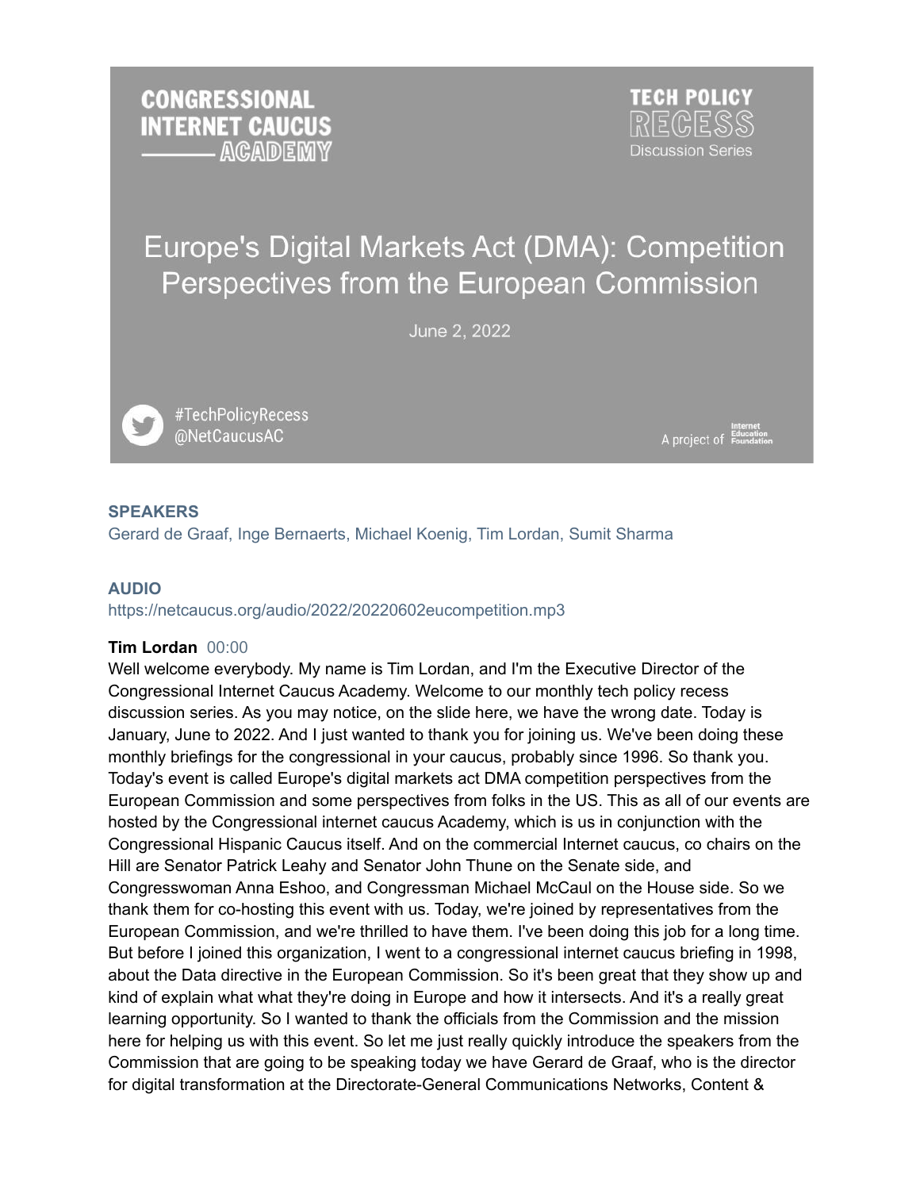**CONGRESSIONAL INTERNET CAUCUS ACADEMY**

**TECH POLICY RECESS** Discussion Series

# Europe's Digital Markets Act (DMA): Competition Perspectives from the European Commission

June 2, 2022

#TechPolicyRecess
@NetCaucusAC

A project of Internet Education Foundation

**SPEAKERS**

Gerard de Graaf, Inge Bernaerts, Michael Koenig, Tim Lordan, Sumit Sharma

**AUDIO**

https://netcaucus.org/audio/2022/20220602eucompetition.mp3

**Tim Lordan** 00:00

Well welcome everybody. My name is Tim Lordan, and I'm the Executive Director of the Congressional Internet Caucus Academy. Welcome to our monthly tech policy recess discussion series. As you may notice, on the slide here, we have the wrong date. Today is January, June to 2022. And I just wanted to thank you for joining us. We've been doing these monthly briefings for the congressional in your caucus, probably since 1996. So thank you. Today's event is called Europe's digital markets act DMA competition perspectives from the European Commission and some perspectives from folks in the US. This as all of our events are hosted by the Congressional internet caucus Academy, which is us in conjunction with the Congressional Hispanic Caucus itself. And on the commercial Internet caucus, co chairs on the Hill are Senator Patrick Leahy and Senator John Thune on the Senate side, and Congresswoman Anna Eshoo, and Congressman Michael McCaul on the House side. So we thank them for co-hosting this event with us. Today, we're joined by representatives from the European Commission, and we're thrilled to have them. I've been doing this job for a long time. But before I joined this organization, I went to a congressional internet caucus briefing in 1998, about the Data directive in the European Commission. So it's been great that they show up and kind of explain what what they're doing in Europe and how it intersects. And it's a really great learning opportunity. So I wanted to thank the officials from the Commission and the mission here for helping us with this event. So let me just really quickly introduce the speakers from the Commission that are going to be speaking today we have Gerard de Graaf, who is the director for digital transformation at the Directorate-General Communications Networks, Content &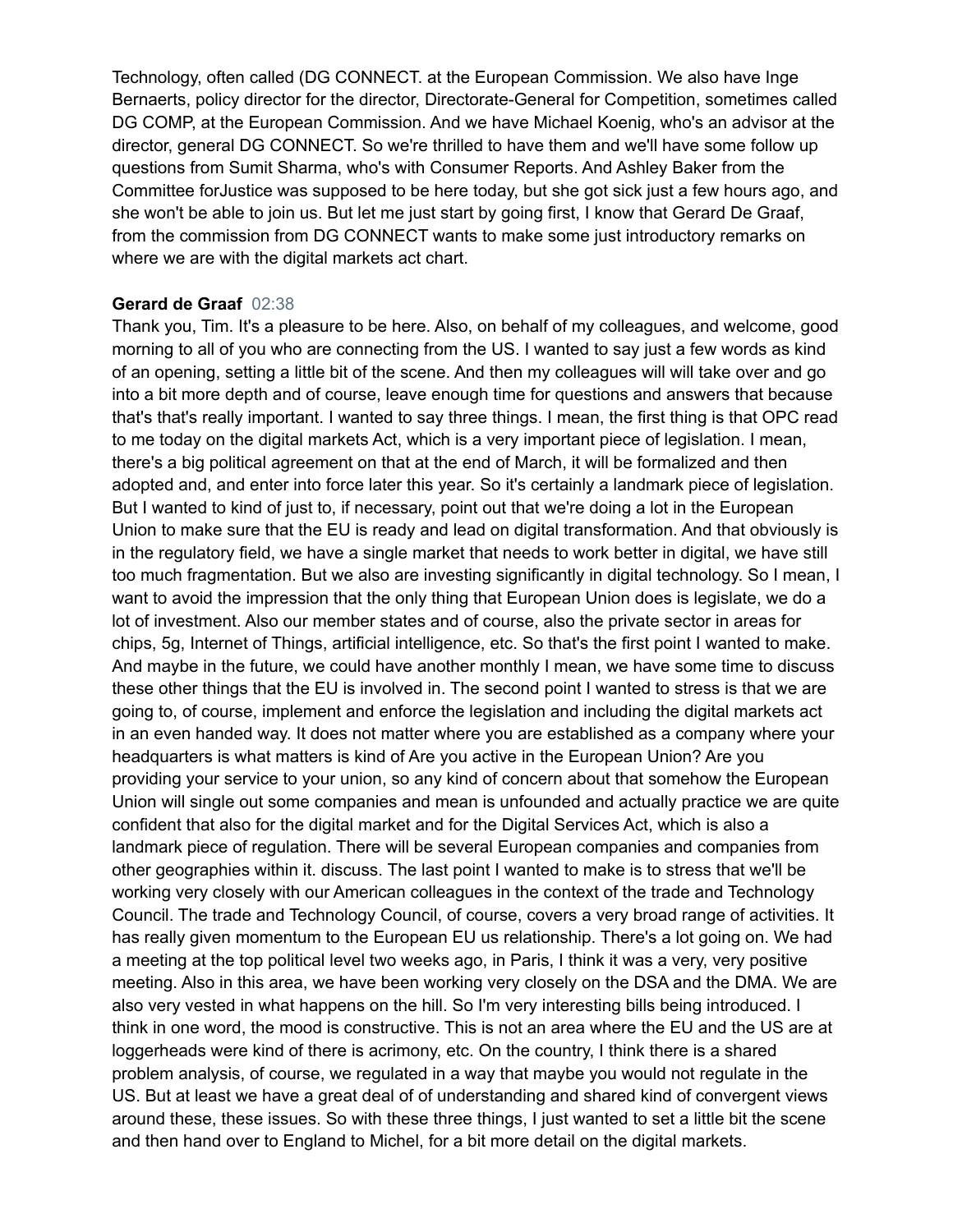Technology, often called (DG CONNECT. at the European Commission. We also have Inge Bernaerts, policy director for the director, Directorate-General for Competition, sometimes called DG COMP, at the European Commission. And we have Michael Koenig, who's an advisor at the director, general DG CONNECT. So we're thrilled to have them and we'll have some follow up questions from Sumit Sharma, who's with Consumer Reports. And Ashley Baker from the Committee forJustice was supposed to be here today, but she got sick just a few hours ago, and she won't be able to join us. But let me just start by going first, I know that Gerard De Graaf, from the commission from DG CONNECT wants to make some just introductory remarks on where we are with the digital markets act chart.

**Gerard de Graaf** 02:38

Thank you, Tim. It's a pleasure to be here. Also, on behalf of my colleagues, and welcome, good morning to all of you who are connecting from the US. I wanted to say just a few words as kind of an opening, setting a little bit of the scene. And then my colleagues will will take over and go into a bit more depth and of course, leave enough time for questions and answers that because that's that's really important. I wanted to say three things. I mean, the first thing is that OPC read to me today on the digital markets Act, which is a very important piece of legislation. I mean, there's a big political agreement on that at the end of March, it will be formalized and then adopted and, and enter into force later this year. So it's certainly a landmark piece of legislation. But I wanted to kind of just to, if necessary, point out that we're doing a lot in the European Union to make sure that the EU is ready and lead on digital transformation. And that obviously is in the regulatory field, we have a single market that needs to work better in digital, we have still too much fragmentation. But we also are investing significantly in digital technology. So I mean, I want to avoid the impression that the only thing that European Union does is legislate, we do a lot of investment. Also our member states and of course, also the private sector in areas for chips, 5g, Internet of Things, artificial intelligence, etc. So that's the first point I wanted to make. And maybe in the future, we could have another monthly I mean, we have some time to discuss these other things that the EU is involved in. The second point I wanted to stress is that we are going to, of course, implement and enforce the legislation and including the digital markets act in an even handed way. It does not matter where you are established as a company where your headquarters is what matters is kind of Are you active in the European Union? Are you providing your service to your union, so any kind of concern about that somehow the European Union will single out some companies and mean is unfounded and actually practice we are quite confident that also for the digital market and for the Digital Services Act, which is also a landmark piece of regulation. There will be several European companies and companies from other geographies within it. discuss. The last point I wanted to make is to stress that we'll be working very closely with our American colleagues in the context of the trade and Technology Council. The trade and Technology Council, of course, covers a very broad range of activities. It has really given momentum to the European EU us relationship. There's a lot going on. We had a meeting at the top political level two weeks ago, in Paris, I think it was a very, very positive meeting. Also in this area, we have been working very closely on the DSA and the DMA. We are also very vested in what happens on the hill. So I'm very interesting bills being introduced. I think in one word, the mood is constructive. This is not an area where the EU and the US are at loggerheads were kind of there is acrimony, etc. On the country, I think there is a shared problem analysis, of course, we regulated in a way that maybe you would not regulate in the US. But at least we have a great deal of of understanding and shared kind of convergent views around these, these issues. So with these three things, I just wanted to set a little bit the scene and then hand over to England to Michel, for a bit more detail on the digital markets.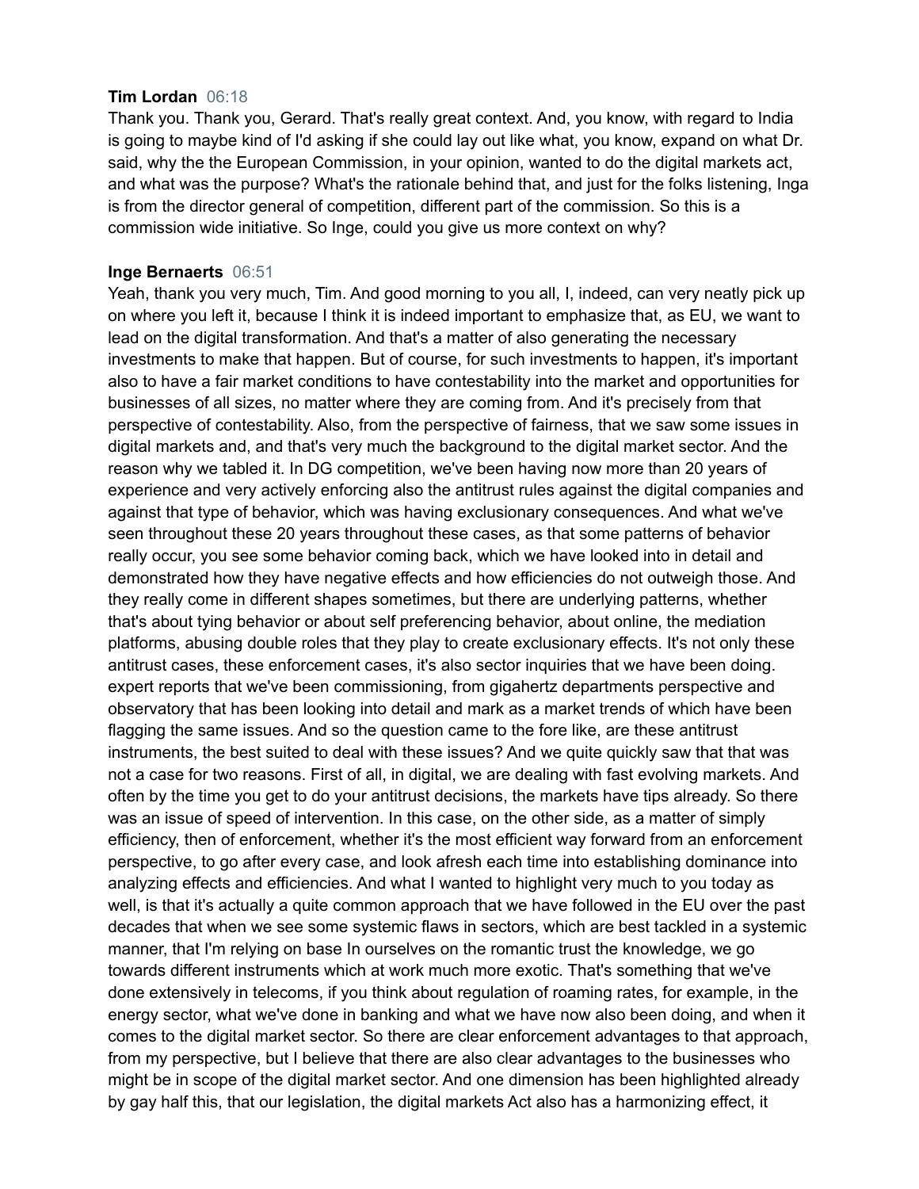**Tim Lordan** 06:18
Thank you. Thank you, Gerard. That's really great context. And, you know, with regard to India is going to maybe kind of I'd asking if she could lay out like what, you know, expand on what Dr. said, why the the European Commission, in your opinion, wanted to do the digital markets act, and what was the purpose? What's the rationale behind that, and just for the folks listening, Inga is from the director general of competition, different part of the commission. So this is a commission wide initiative. So Inge, could you give us more context on why?

**Inge Bernaerts** 06:51
Yeah, thank you very much, Tim. And good morning to you all, I, indeed, can very neatly pick up on where you left it, because I think it is indeed important to emphasize that, as EU, we want to lead on the digital transformation. And that's a matter of also generating the necessary investments to make that happen. But of course, for such investments to happen, it's important also to have a fair market conditions to have contestability into the market and opportunities for businesses of all sizes, no matter where they are coming from. And it's precisely from that perspective of contestability. Also, from the perspective of fairness, that we saw some issues in digital markets and, and that's very much the background to the digital market sector. And the reason why we tabled it. In DG competition, we've been having now more than 20 years of experience and very actively enforcing also the antitrust rules against the digital companies and against that type of behavior, which was having exclusionary consequences. And what we've seen throughout these 20 years throughout these cases, as that some patterns of behavior really occur, you see some behavior coming back, which we have looked into in detail and demonstrated how they have negative effects and how efficiencies do not outweigh those. And they really come in different shapes sometimes, but there are underlying patterns, whether that's about tying behavior or about self preferencing behavior, about online, the mediation platforms, abusing double roles that they play to create exclusionary effects. It's not only these antitrust cases, these enforcement cases, it's also sector inquiries that we have been doing. expert reports that we've been commissioning, from gigahertz departments perspective and observatory that has been looking into detail and mark as a market trends of which have been flagging the same issues. And so the question came to the fore like, are these antitrust instruments, the best suited to deal with these issues? And we quite quickly saw that that was not a case for two reasons. First of all, in digital, we are dealing with fast evolving markets. And often by the time you get to do your antitrust decisions, the markets have tips already. So there was an issue of speed of intervention. In this case, on the other side, as a matter of simply efficiency, then of enforcement, whether it's the most efficient way forward from an enforcement perspective, to go after every case, and look afresh each time into establishing dominance into analyzing effects and efficiencies. And what I wanted to highlight very much to you today as well, is that it's actually a quite common approach that we have followed in the EU over the past decades that when we see some systemic flaws in sectors, which are best tackled in a systemic manner, that I'm relying on base In ourselves on the romantic trust the knowledge, we go towards different instruments which at work much more exotic. That's something that we've done extensively in telecoms, if you think about regulation of roaming rates, for example, in the energy sector, what we've done in banking and what we have now also been doing, and when it comes to the digital market sector. So there are clear enforcement advantages to that approach, from my perspective, but I believe that there are also clear advantages to the businesses who might be in scope of the digital market sector. And one dimension has been highlighted already by gay half this, that our legislation, the digital markets Act also has a harmonizing effect, it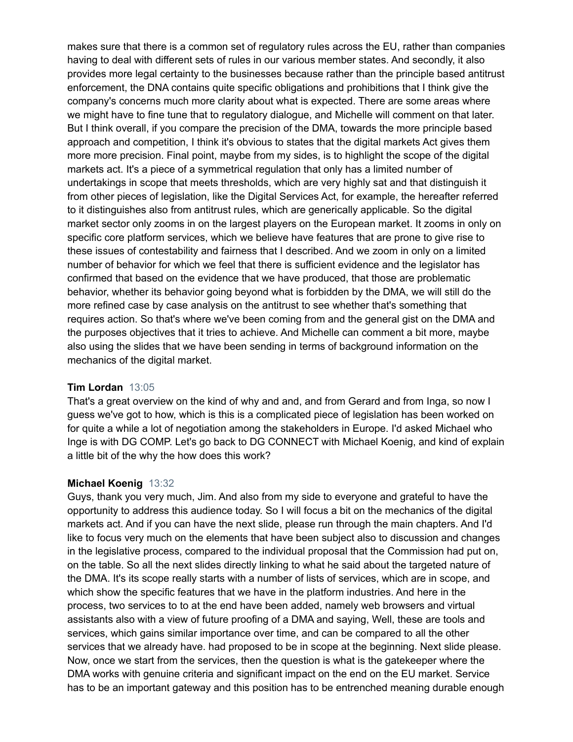makes sure that there is a common set of regulatory rules across the EU, rather than companies having to deal with different sets of rules in our various member states. And secondly, it also provides more legal certainty to the businesses because rather than the principle based antitrust enforcement, the DNA contains quite specific obligations and prohibitions that I think give the company's concerns much more clarity about what is expected. There are some areas where we might have to fine tune that to regulatory dialogue, and Michelle will comment on that later. But I think overall, if you compare the precision of the DMA, towards the more principle based approach and competition, I think it's obvious to states that the digital markets Act gives them more more precision. Final point, maybe from my sides, is to highlight the scope of the digital markets act. It's a piece of a symmetrical regulation that only has a limited number of undertakings in scope that meets thresholds, which are very highly sat and that distinguish it from other pieces of legislation, like the Digital Services Act, for example, the hereafter referred to it distinguishes also from antitrust rules, which are generically applicable. So the digital market sector only zooms in on the largest players on the European market. It zooms in only on specific core platform services, which we believe have features that are prone to give rise to these issues of contestability and fairness that I described. And we zoom in only on a limited number of behavior for which we feel that there is sufficient evidence and the legislator has confirmed that based on the evidence that we have produced, that those are problematic behavior, whether its behavior going beyond what is forbidden by the DMA, we will still do the more refined case by case analysis on the antitrust to see whether that's something that requires action. So that's where we've been coming from and the general gist on the DMA and the purposes objectives that it tries to achieve. And Michelle can comment a bit more, maybe also using the slides that we have been sending in terms of background information on the mechanics of the digital market.

**Tim Lordan** 13:05

That's a great overview on the kind of why and and, and from Gerard and from Inga, so now I guess we've got to how, which is this is a complicated piece of legislation has been worked on for quite a while a lot of negotiation among the stakeholders in Europe. I'd asked Michael who Inge is with DG COMP. Let's go back to DG CONNECT with Michael Koenig, and kind of explain a little bit of the why the how does this work?

**Michael Koenig** 13:32

Guys, thank you very much, Jim. And also from my side to everyone and grateful to have the opportunity to address this audience today. So I will focus a bit on the mechanics of the digital markets act. And if you can have the next slide, please run through the main chapters. And I'd like to focus very much on the elements that have been subject also to discussion and changes in the legislative process, compared to the individual proposal that the Commission had put on, on the table. So all the next slides directly linking to what he said about the targeted nature of the DMA. It's its scope really starts with a number of lists of services, which are in scope, and which show the specific features that we have in the platform industries. And here in the process, two services to to at the end have been added, namely web browsers and virtual assistants also with a view of future proofing of a DMA and saying, Well, these are tools and services, which gains similar importance over time, and can be compared to all the other services that we already have. had proposed to be in scope at the beginning. Next slide please. Now, once we start from the services, then the question is what is the gatekeeper where the DMA works with genuine criteria and significant impact on the end on the EU market. Service has to be an important gateway and this position has to be entrenched meaning durable enough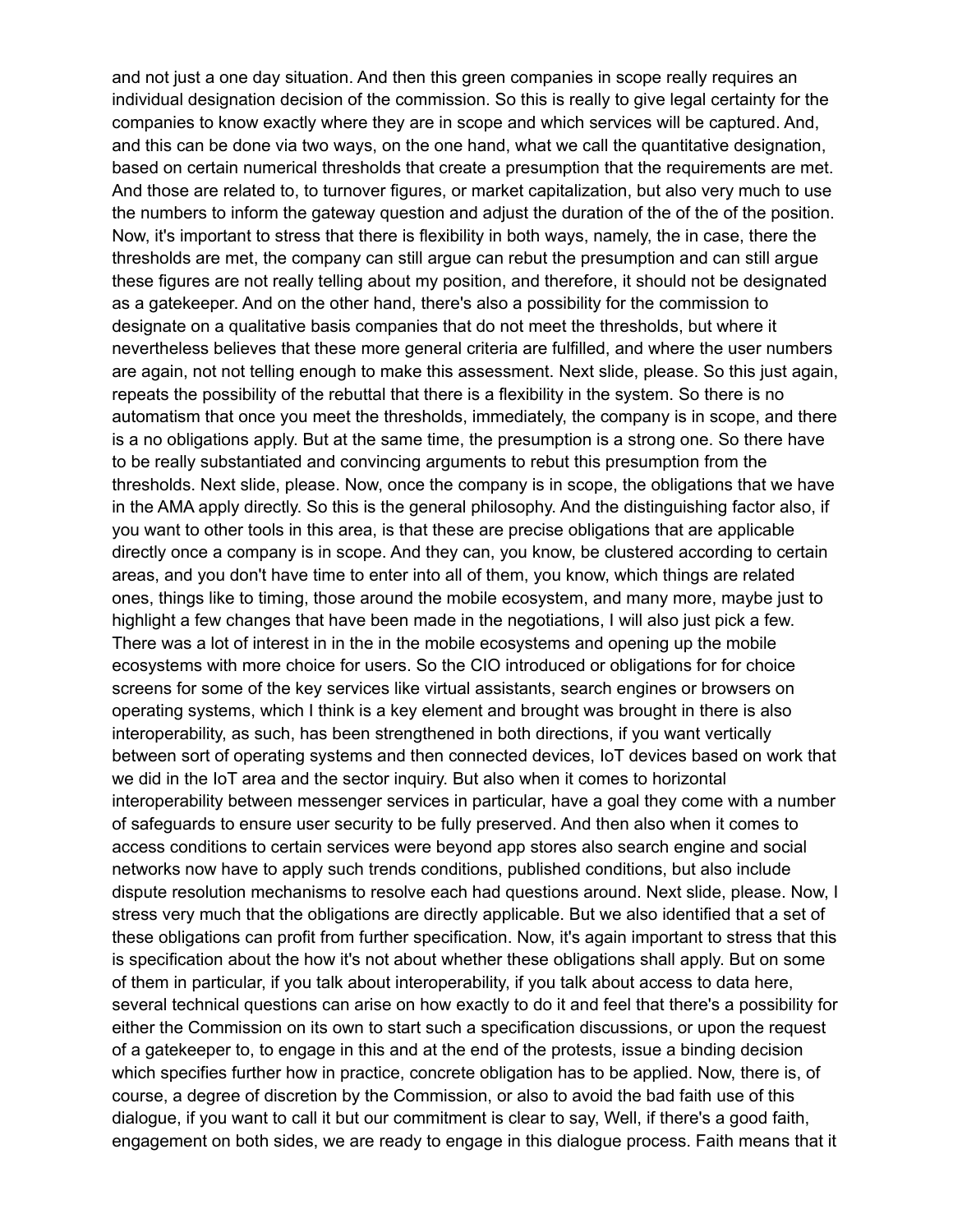and not just a one day situation. And then this green companies in scope really requires an individual designation decision of the commission. So this is really to give legal certainty for the companies to know exactly where they are in scope and which services will be captured. And, and this can be done via two ways, on the one hand, what we call the quantitative designation, based on certain numerical thresholds that create a presumption that the requirements are met. And those are related to, to turnover figures, or market capitalization, but also very much to use the numbers to inform the gateway question and adjust the duration of the of the of the position. Now, it's important to stress that there is flexibility in both ways, namely, the in case, there the thresholds are met, the company can still argue can rebut the presumption and can still argue these figures are not really telling about my position, and therefore, it should not be designated as a gatekeeper. And on the other hand, there's also a possibility for the commission to designate on a qualitative basis companies that do not meet the thresholds, but where it nevertheless believes that these more general criteria are fulfilled, and where the user numbers are again, not not telling enough to make this assessment. Next slide, please. So this just again, repeats the possibility of the rebuttal that there is a flexibility in the system. So there is no automatism that once you meet the thresholds, immediately, the company is in scope, and there is a no obligations apply. But at the same time, the presumption is a strong one. So there have to be really substantiated and convincing arguments to rebut this presumption from the thresholds. Next slide, please. Now, once the company is in scope, the obligations that we have in the AMA apply directly. So this is the general philosophy. And the distinguishing factor also, if you want to other tools in this area, is that these are precise obligations that are applicable directly once a company is in scope. And they can, you know, be clustered according to certain areas, and you don't have time to enter into all of them, you know, which things are related ones, things like to timing, those around the mobile ecosystem, and many more, maybe just to highlight a few changes that have been made in the negotiations, I will also just pick a few. There was a lot of interest in in the in the mobile ecosystems and opening up the mobile ecosystems with more choice for users. So the CIO introduced or obligations for for choice screens for some of the key services like virtual assistants, search engines or browsers on operating systems, which I think is a key element and brought was brought in there is also interoperability, as such, has been strengthened in both directions, if you want vertically between sort of operating systems and then connected devices, IoT devices based on work that we did in the IoT area and the sector inquiry. But also when it comes to horizontal interoperability between messenger services in particular, have a goal they come with a number of safeguards to ensure user security to be fully preserved. And then also when it comes to access conditions to certain services were beyond app stores also search engine and social networks now have to apply such trends conditions, published conditions, but also include dispute resolution mechanisms to resolve each had questions around. Next slide, please. Now, I stress very much that the obligations are directly applicable. But we also identified that a set of these obligations can profit from further specification. Now, it's again important to stress that this is specification about the how it's not about whether these obligations shall apply. But on some of them in particular, if you talk about interoperability, if you talk about access to data here, several technical questions can arise on how exactly to do it and feel that there's a possibility for either the Commission on its own to start such a specification discussions, or upon the request of a gatekeeper to, to engage in this and at the end of the protests, issue a binding decision which specifies further how in practice, concrete obligation has to be applied. Now, there is, of course, a degree of discretion by the Commission, or also to avoid the bad faith use of this dialogue, if you want to call it but our commitment is clear to say, Well, if there's a good faith, engagement on both sides, we are ready to engage in this dialogue process. Faith means that it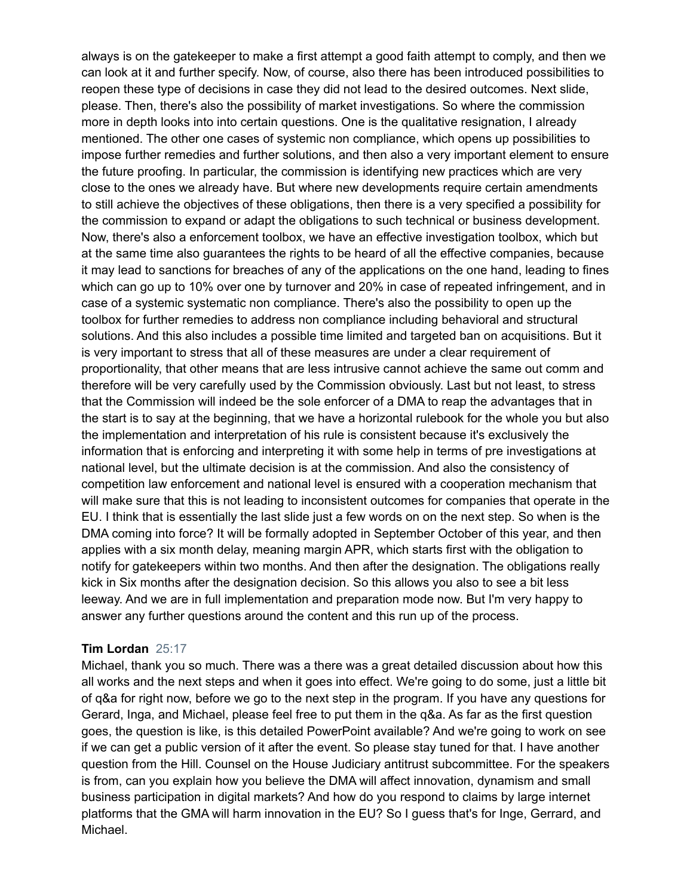always is on the gatekeeper to make a first attempt a good faith attempt to comply, and then we can look at it and further specify. Now, of course, also there has been introduced possibilities to reopen these type of decisions in case they did not lead to the desired outcomes. Next slide, please. Then, there's also the possibility of market investigations. So where the commission more in depth looks into into certain questions. One is the qualitative resignation, I already mentioned. The other one cases of systemic non compliance, which opens up possibilities to impose further remedies and further solutions, and then also a very important element to ensure the future proofing. In particular, the commission is identifying new practices which are very close to the ones we already have. But where new developments require certain amendments to still achieve the objectives of these obligations, then there is a very specified a possibility for the commission to expand or adapt the obligations to such technical or business development. Now, there's also a enforcement toolbox, we have an effective investigation toolbox, which but at the same time also guarantees the rights to be heard of all the effective companies, because it may lead to sanctions for breaches of any of the applications on the one hand, leading to fines which can go up to 10% over one by turnover and 20% in case of repeated infringement, and in case of a systemic systematic non compliance. There's also the possibility to open up the toolbox for further remedies to address non compliance including behavioral and structural solutions. And this also includes a possible time limited and targeted ban on acquisitions. But it is very important to stress that all of these measures are under a clear requirement of proportionality, that other means that are less intrusive cannot achieve the same out comm and therefore will be very carefully used by the Commission obviously. Last but not least, to stress that the Commission will indeed be the sole enforcer of a DMA to reap the advantages that in the start is to say at the beginning, that we have a horizontal rulebook for the whole you but also the implementation and interpretation of his rule is consistent because it's exclusively the information that is enforcing and interpreting it with some help in terms of pre investigations at national level, but the ultimate decision is at the commission. And also the consistency of competition law enforcement and national level is ensured with a cooperation mechanism that will make sure that this is not leading to inconsistent outcomes for companies that operate in the EU. I think that is essentially the last slide just a few words on on the next step. So when is the DMA coming into force? It will be formally adopted in September October of this year, and then applies with a six month delay, meaning margin APR, which starts first with the obligation to notify for gatekeepers within two months. And then after the designation. The obligations really kick in Six months after the designation decision. So this allows you also to see a bit less leeway. And we are in full implementation and preparation mode now. But I'm very happy to answer any further questions around the content and this run up of the process.

**Tim Lordan** 25:17

Michael, thank you so much. There was a there was a great detailed discussion about how this all works and the next steps and when it goes into effect. We're going to do some, just a little bit of q&a for right now, before we go to the next step in the program. If you have any questions for Gerard, Inga, and Michael, please feel free to put them in the q&a. As far as the first question goes, the question is like, is this detailed PowerPoint available? And we're going to work on see if we can get a public version of it after the event. So please stay tuned for that. I have another question from the Hill. Counsel on the House Judiciary antitrust subcommittee. For the speakers is from, can you explain how you believe the DMA will affect innovation, dynamism and small business participation in digital markets? And how do you respond to claims by large internet platforms that the GMA will harm innovation in the EU? So I guess that's for Inge, Gerrard, and Michael.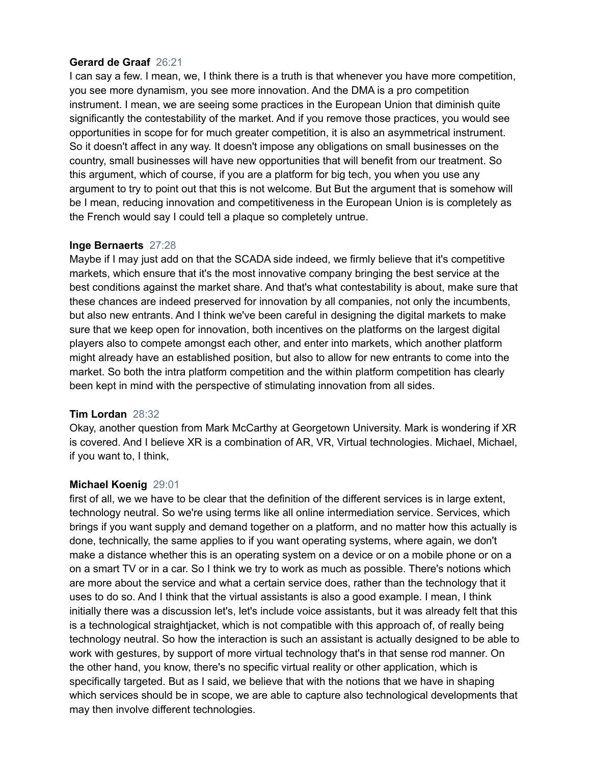**Gerard de Graaf** 26:21

I can say a few. I mean, we, I think there is a truth is that whenever you have more competition, you see more dynamism, you see more innovation. And the DMA is a pro competition instrument. I mean, we are seeing some practices in the European Union that diminish quite significantly the contestability of the market. And if you remove those practices, you would see opportunities in scope for for much greater competition, it is also an asymmetrical instrument. So it doesn't affect in any way. It doesn't impose any obligations on small businesses on the country, small businesses will have new opportunities that will benefit from our treatment. So this argument, which of course, if you are a platform for big tech, you when you use any argument to try to point out that this is not welcome. But But the argument that is somehow will be I mean, reducing innovation and competitiveness in the European Union is is completely as the French would say I could tell a plaque so completely untrue.

**Inge Bernaerts** 27:28

Maybe if I may just add on that the SCADA side indeed, we firmly believe that it's competitive markets, which ensure that it's the most innovative company bringing the best service at the best conditions against the market share. And that's what contestability is about, make sure that these chances are indeed preserved for innovation by all companies, not only the incumbents, but also new entrants. And I think we've been careful in designing the digital markets to make sure that we keep open for innovation, both incentives on the platforms on the largest digital players also to compete amongst each other, and enter into markets, which another platform might already have an established position, but also to allow for new entrants to come into the market. So both the intra platform competition and the within platform competition has clearly been kept in mind with the perspective of stimulating innovation from all sides.

**Tim Lordan** 28:32

Okay, another question from Mark McCarthy at Georgetown University. Mark is wondering if XR is covered. And I believe XR is a combination of AR, VR, Virtual technologies. Michael, Michael, if you want to, I think,

**Michael Koenig** 29:01

first of all, we we have to be clear that the definition of the different services is in large extent, technology neutral. So we're using terms like all online intermediation service. Services, which brings if you want supply and demand together on a platform, and no matter how this actually is done, technically, the same applies to if you want operating systems, where again, we don't make a distance whether this is an operating system on a device or on a mobile phone or on a on a smart TV or in a car. So I think we try to work as much as possible. There's notions which are more about the service and what a certain service does, rather than the technology that it uses to do so. And I think that the virtual assistants is also a good example. I mean, I think initially there was a discussion let's, let's include voice assistants, but it was already felt that this is a technological straightjacket, which is not compatible with this approach of, of really being technology neutral. So how the interaction is such an assistant is actually designed to be able to work with gestures, by support of more virtual technology that's in that sense rod manner. On the other hand, you know, there's no specific virtual reality or other application, which is specifically targeted. But as I said, we believe that with the notions that we have in shaping which services should be in scope, we are able to capture also technological developments that may then involve different technologies.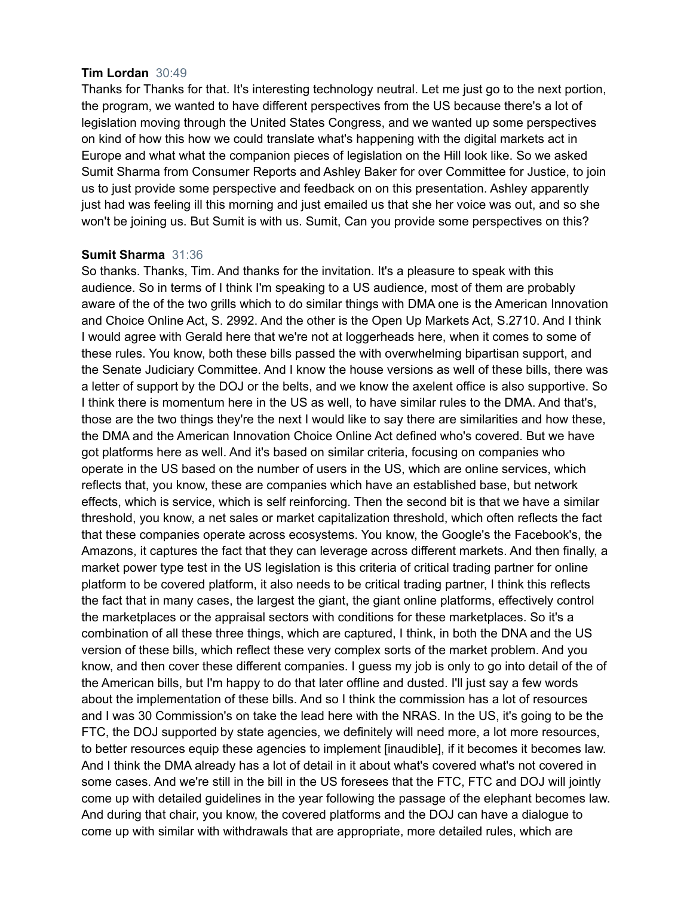**Tim Lordan** 30:49

Thanks for Thanks for that. It's interesting technology neutral. Let me just go to the next portion, the program, we wanted to have different perspectives from the US because there's a lot of legislation moving through the United States Congress, and we wanted up some perspectives on kind of how this how we could translate what's happening with the digital markets act in Europe and what what the companion pieces of legislation on the Hill look like. So we asked Sumit Sharma from Consumer Reports and Ashley Baker for over Committee for Justice, to join us to just provide some perspective and feedback on on this presentation. Ashley apparently just had was feeling ill this morning and just emailed us that she her voice was out, and so she won't be joining us. But Sumit is with us. Sumit, Can you provide some perspectives on this?

**Sumit Sharma** 31:36

So thanks. Thanks, Tim. And thanks for the invitation. It's a pleasure to speak with this audience. So in terms of I think I'm speaking to a US audience, most of them are probably aware of the of the two grills which to do similar things with DMA one is the American Innovation and Choice Online Act, S. 2992. And the other is the Open Up Markets Act, S.2710. And I think I would agree with Gerald here that we're not at loggerheads here, when it comes to some of these rules. You know, both these bills passed the with overwhelming bipartisan support, and the Senate Judiciary Committee. And I know the house versions as well of these bills, there was a letter of support by the DOJ or the belts, and we know the axelent office is also supportive. So I think there is momentum here in the US as well, to have similar rules to the DMA. And that's, those are the two things they're the next I would like to say there are similarities and how these, the DMA and the American Innovation Choice Online Act defined who's covered. But we have got platforms here as well. And it's based on similar criteria, focusing on companies who operate in the US based on the number of users in the US, which are online services, which reflects that, you know, these are companies which have an established base, but network effects, which is service, which is self reinforcing. Then the second bit is that we have a similar threshold, you know, a net sales or market capitalization threshold, which often reflects the fact that these companies operate across ecosystems. You know, the Google's the Facebook's, the Amazons, it captures the fact that they can leverage across different markets. And then finally, a market power type test in the US legislation is this criteria of critical trading partner for online platform to be covered platform, it also needs to be critical trading partner, I think this reflects the fact that in many cases, the largest the giant, the giant online platforms, effectively control the marketplaces or the appraisal sectors with conditions for these marketplaces. So it's a combination of all these three things, which are captured, I think, in both the DNA and the US version of these bills, which reflect these very complex sorts of the market problem. And you know, and then cover these different companies. I guess my job is only to go into detail of the of the American bills, but I'm happy to do that later offline and dusted. I'll just say a few words about the implementation of these bills. And so I think the commission has a lot of resources and I was 30 Commission's on take the lead here with the NRAS. In the US, it's going to be the FTC, the DOJ supported by state agencies, we definitely will need more, a lot more resources, to better resources equip these agencies to implement [inaudible], if it becomes it becomes law. And I think the DMA already has a lot of detail in it about what's covered what's not covered in some cases. And we're still in the bill in the US foresees that the FTC, FTC and DOJ will jointly come up with detailed guidelines in the year following the passage of the elephant becomes law. And during that chair, you know, the covered platforms and the DOJ can have a dialogue to come up with similar with withdrawals that are appropriate, more detailed rules, which are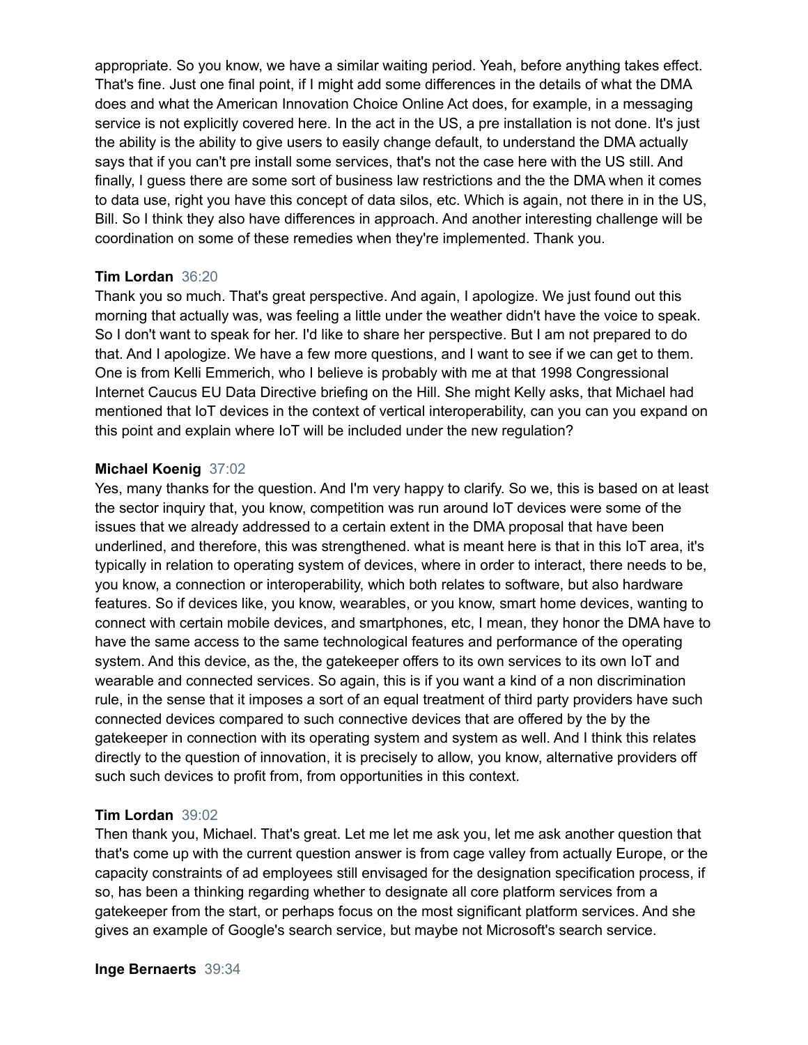appropriate. So you know, we have a similar waiting period. Yeah, before anything takes effect. That's fine. Just one final point, if I might add some differences in the details of what the DMA does and what the American Innovation Choice Online Act does, for example, in a messaging service is not explicitly covered here. In the act in the US, a pre installation is not done. It's just the ability is the ability to give users to easily change default, to understand the DMA actually says that if you can't pre install some services, that's not the case here with the US still. And finally, I guess there are some sort of business law restrictions and the the DMA when it comes to data use, right you have this concept of data silos, etc. Which is again, not there in in the US, Bill. So I think they also have differences in approach. And another interesting challenge will be coordination on some of these remedies when they're implemented. Thank you.

**Tim Lordan** 36:20
Thank you so much. That's great perspective. And again, I apologize. We just found out this morning that actually was, was feeling a little under the weather didn't have the voice to speak. So I don't want to speak for her. I'd like to share her perspective. But I am not prepared to do that. And I apologize. We have a few more questions, and I want to see if we can get to them. One is from Kelli Emmerich, who I believe is probably with me at that 1998 Congressional Internet Caucus EU Data Directive briefing on the Hill. She might Kelly asks, that Michael had mentioned that IoT devices in the context of vertical interoperability, can you can you expand on this point and explain where IoT will be included under the new regulation?

**Michael Koenig** 37:02
Yes, many thanks for the question. And I'm very happy to clarify. So we, this is based on at least the sector inquiry that, you know, competition was run around IoT devices were some of the issues that we already addressed to a certain extent in the DMA proposal that have been underlined, and therefore, this was strengthened. what is meant here is that in this IoT area, it's typically in relation to operating system of devices, where in order to interact, there needs to be, you know, a connection or interoperability, which both relates to software, but also hardware features. So if devices like, you know, wearables, or you know, smart home devices, wanting to connect with certain mobile devices, and smartphones, etc, I mean, they honor the DMA have to have the same access to the same technological features and performance of the operating system. And this device, as the, the gatekeeper offers to its own services to its own IoT and wearable and connected services. So again, this is if you want a kind of a non discrimination rule, in the sense that it imposes a sort of an equal treatment of third party providers have such connected devices compared to such connective devices that are offered by the by the gatekeeper in connection with its operating system and system as well. And I think this relates directly to the question of innovation, it is precisely to allow, you know, alternative providers off such such devices to profit from, from opportunities in this context.

**Tim Lordan** 39:02
Then thank you, Michael. That's great. Let me let me ask you, let me ask another question that that's come up with the current question answer is from cage valley from actually Europe, or the capacity constraints of ad employees still envisaged for the designation specification process, if so, has been a thinking regarding whether to designate all core platform services from a gatekeeper from the start, or perhaps focus on the most significant platform services. And she gives an example of Google's search service, but maybe not Microsoft's search service.

**Inge Bernaerts** 39:34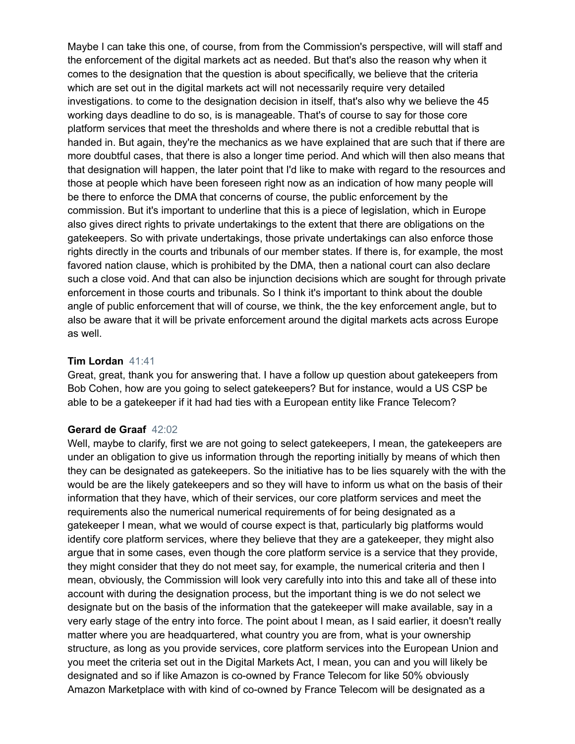Maybe I can take this one, of course, from from the Commission's perspective, will will staff and the enforcement of the digital markets act as needed. But that's also the reason why when it comes to the designation that the question is about specifically, we believe that the criteria which are set out in the digital markets act will not necessarily require very detailed investigations. to come to the designation decision in itself, that's also why we believe the 45 working days deadline to do so, is is manageable. That's of course to say for those core platform services that meet the thresholds and where there is not a credible rebuttal that is handed in. But again, they're the mechanics as we have explained that are such that if there are more doubtful cases, that there is also a longer time period. And which will then also means that that designation will happen, the later point that I'd like to make with regard to the resources and those at people which have been foreseen right now as an indication of how many people will be there to enforce the DMA that concerns of course, the public enforcement by the commission. But it's important to underline that this is a piece of legislation, which in Europe also gives direct rights to private undertakings to the extent that there are obligations on the gatekeepers. So with private undertakings, those private undertakings can also enforce those rights directly in the courts and tribunals of our member states. If there is, for example, the most favored nation clause, which is prohibited by the DMA, then a national court can also declare such a close void. And that can also be injunction decisions which are sought for through private enforcement in those courts and tribunals. So I think it's important to think about the double angle of public enforcement that will of course, we think, the the key enforcement angle, but to also be aware that it will be private enforcement around the digital markets acts across Europe as well.

**Tim Lordan** 41:41
Great, great, thank you for answering that. I have a follow up question about gatekeepers from Bob Cohen, how are you going to select gatekeepers? But for instance, would a US CSP be able to be a gatekeeper if it had had ties with a European entity like France Telecom?

**Gerard de Graaf** 42:02
Well, maybe to clarify, first we are not going to select gatekeepers, I mean, the gatekeepers are under an obligation to give us information through the reporting initially by means of which then they can be designated as gatekeepers. So the initiative has to be lies squarely with the with the would be are the likely gatekeepers and so they will have to inform us what on the basis of their information that they have, which of their services, our core platform services and meet the requirements also the numerical numerical requirements of for being designated as a gatekeeper I mean, what we would of course expect is that, particularly big platforms would identify core platform services, where they believe that they are a gatekeeper, they might also argue that in some cases, even though the core platform service is a service that they provide, they might consider that they do not meet say, for example, the numerical criteria and then I mean, obviously, the Commission will look very carefully into into this and take all of these into account with during the designation process, but the important thing is we do not select we designate but on the basis of the information that the gatekeeper will make available, say in a very early stage of the entry into force. The point about I mean, as I said earlier, it doesn't really matter where you are headquartered, what country you are from, what is your ownership structure, as long as you provide services, core platform services into the European Union and you meet the criteria set out in the Digital Markets Act, I mean, you can and you will likely be designated and so if like Amazon is co-owned by France Telecom for like 50% obviously Amazon Marketplace with with kind of co-owned by France Telecom will be designated as a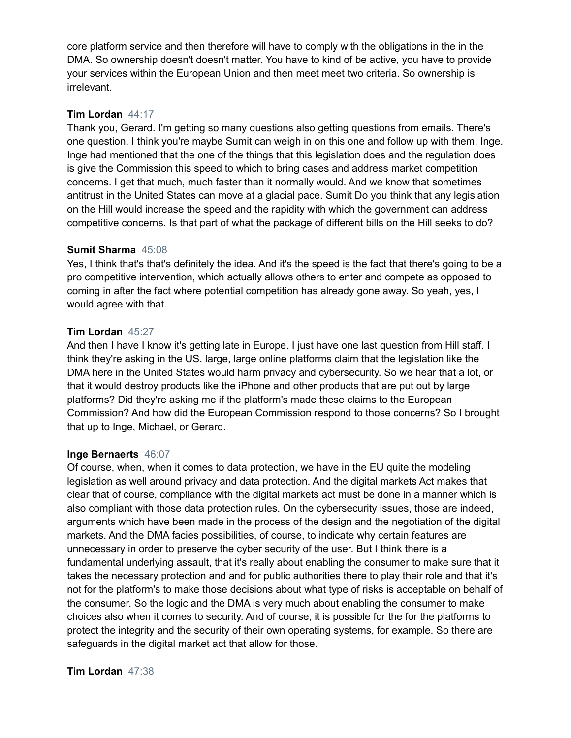core platform service and then therefore will have to comply with the obligations in the in the DMA. So ownership doesn't doesn't matter. You have to kind of be active, you have to provide your services within the European Union and then meet meet two criteria. So ownership is irrelevant.

**Tim Lordan** 44:17
Thank you, Gerard. I'm getting so many questions also getting questions from emails. There's one question. I think you're maybe Sumit can weigh in on this one and follow up with them. Inge. Inge had mentioned that the one of the things that this legislation does and the regulation does is give the Commission this speed to which to bring cases and address market competition concerns. I get that much, much faster than it normally would. And we know that sometimes antitrust in the United States can move at a glacial pace. Sumit Do you think that any legislation on the Hill would increase the speed and the rapidity with which the government can address competitive concerns. Is that part of what the package of different bills on the Hill seeks to do?

**Sumit Sharma** 45:08
Yes, I think that's that's definitely the idea. And it's the speed is the fact that there's going to be a pro competitive intervention, which actually allows others to enter and compete as opposed to coming in after the fact where potential competition has already gone away. So yeah, yes, I would agree with that.

**Tim Lordan** 45:27
And then I have I know it's getting late in Europe. I just have one last question from Hill staff. I think they're asking in the US. large, large online platforms claim that the legislation like the DMA here in the United States would harm privacy and cybersecurity. So we hear that a lot, or that it would destroy products like the iPhone and other products that are put out by large platforms? Did they're asking me if the platform's made these claims to the European Commission? And how did the European Commission respond to those concerns? So I brought that up to Inge, Michael, or Gerard.

**Inge Bernaerts** 46:07
Of course, when, when it comes to data protection, we have in the EU quite the modeling legislation as well around privacy and data protection. And the digital markets Act makes that clear that of course, compliance with the digital markets act must be done in a manner which is also compliant with those data protection rules. On the cybersecurity issues, those are indeed, arguments which have been made in the process of the design and the negotiation of the digital markets. And the DMA facies possibilities, of course, to indicate why certain features are unnecessary in order to preserve the cyber security of the user. But I think there is a fundamental underlying assault, that it's really about enabling the consumer to make sure that it takes the necessary protection and and for public authorities there to play their role and that it's not for the platform's to make those decisions about what type of risks is acceptable on behalf of the consumer. So the logic and the DMA is very much about enabling the consumer to make choices also when it comes to security. And of course, it is possible for the for the platforms to protect the integrity and the security of their own operating systems, for example. So there are safeguards in the digital market act that allow for those.

**Tim Lordan** 47:38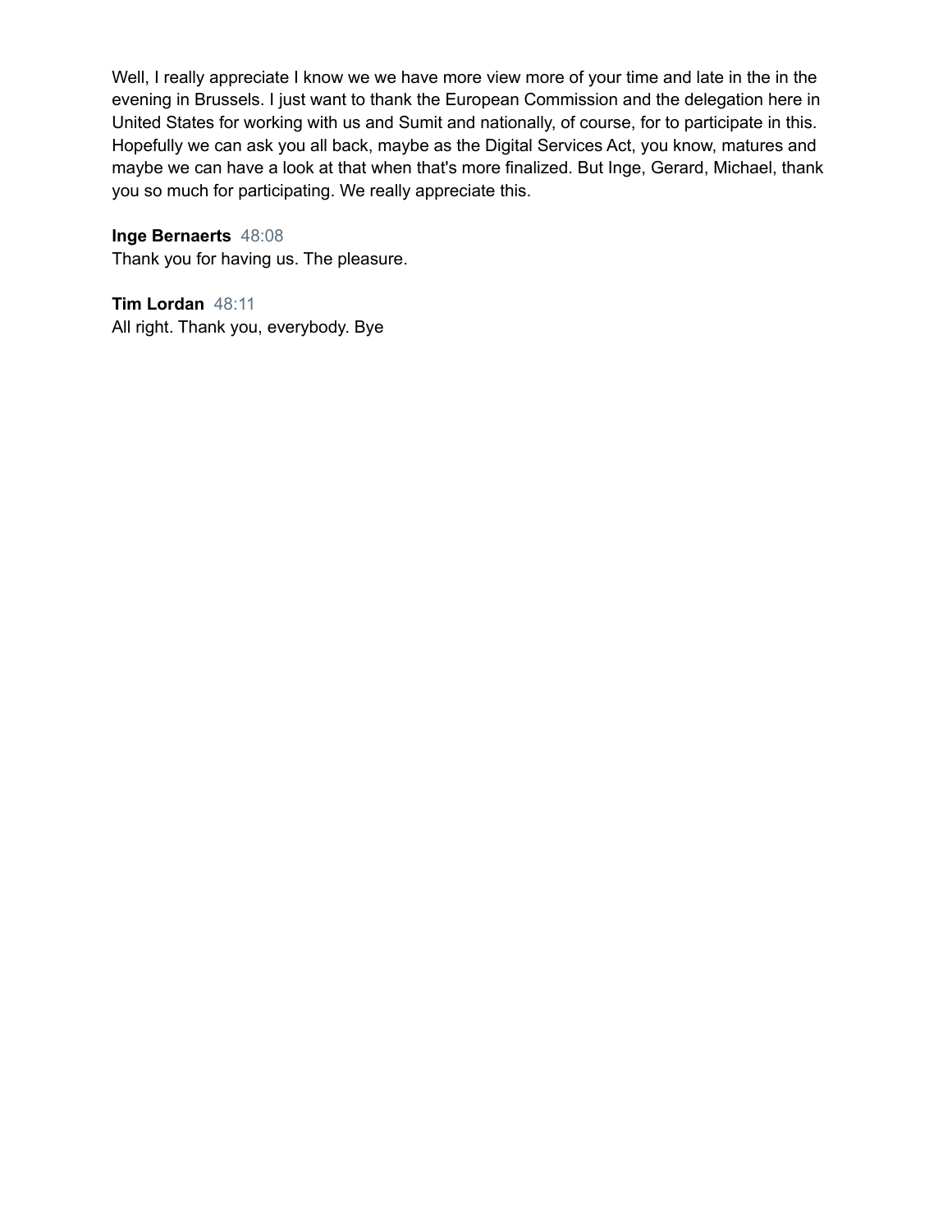Well, I really appreciate I know we we have more view more of your time and late in the in the evening in Brussels. I just want to thank the European Commission and the delegation here in United States for working with us and Sumit and nationally, of course, for to participate in this. Hopefully we can ask you all back, maybe as the Digital Services Act, you know, matures and maybe we can have a look at that when that's more finalized. But Inge, Gerard, Michael, thank you so much for participating. We really appreciate this.

**Inge Bernaerts** 48:08
Thank you for having us. The pleasure.

**Tim Lordan** 48:11
All right. Thank you, everybody. Bye